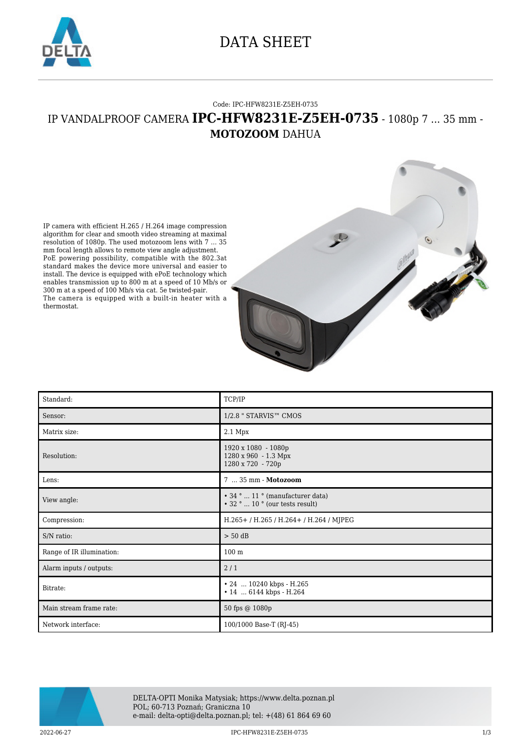# DATA SHEET

Code: IPC-HFW8231E-Z5EH-0735

## IP VANDALPROOF CAMERA **IPC-HFW8231E-Z5EH-0735** - 1080p 7 ... 35 mm - **MOTOZOOM** DAHUA

IP camera with efficient H.265 / H.264 image compression algorithm for clear and smooth video streaming at maximal resolution of 1080p. The used motozoom lens with 7 ... 35 mm focal length allows to remote view angle adjustment. PoE powering possibility, compatible with the 802.3at standard makes the device more universal and easier to install. The device is equipped with ePoE technology which enables transmission up to 800 m at a speed of 10 Mb/s or 300 m at a speed of 100 Mb/s via cat. 5e twisted-pair. The camera is equipped with a built-in heater with a thermostat.

| | |
|---|---|
| Standard: | TCP/IP |
| Sensor: | 1/2.8 " STARVIS™ CMOS |
| Matrix size: | 2.1 Mpx |
| Resolution: | 1920 x 1080 - 1080p<br>1280 x 960 - 1.3 Mpx<br>1280 x 720 - 720p |
| Lens: | 7 ... 35 mm - **Motozoom** |
| View angle: | • 34 ° ... 11 ° (manufacturer data)<br>• 32 ° ... 10 ° (our tests result) |
| Compression: | H.265+ / H.265 / H.264+ / H.264 / MJPEG |
| S/N ratio: | > 50 dB |
| Range of IR illumination: | 100 m |
| Alarm inputs / outputs: | 2 / 1 |
| Bitrate: | • 24 ... 10240 kbps - H.265<br>• 14 ... 6144 kbps - H.264 |
| Main stream frame rate: | 50 fps @ 1080p |
| Network interface: | 100/1000 Base-T (RJ-45) |

DELTA-OPTI Monika Matysiak; https://www.delta.poznan.pl
POL; 60-713 Poznań; Graniczna 10
e-mail: delta-opti@delta.poznan.pl; tel: +(48) 61 864 69 60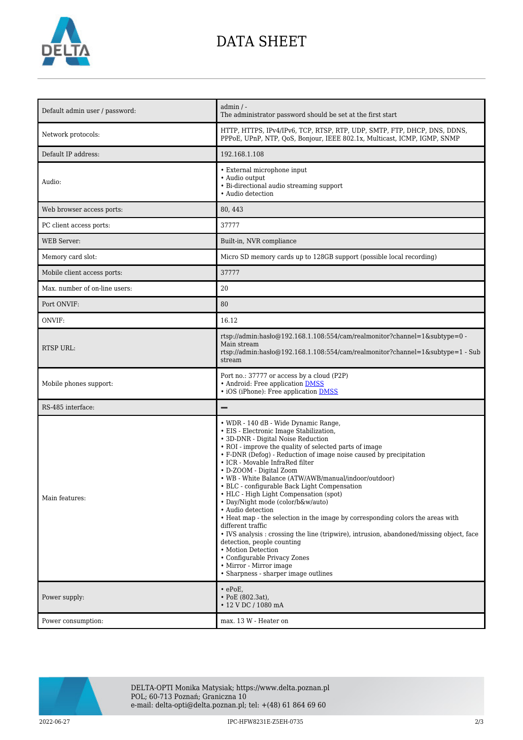# DATA SHEET

| | |
|---|---|
| Default admin user / password: | admin / -<br>The administrator password should be set at the first start |
| Network protocols: | HTTP, HTTPS, IPv4/IPv6, TCP, RTSP, RTP, UDP, SMTP, FTP, DHCP, DNS, DDNS, PPPoE, UPnP, NTP, QoS, Bonjour, IEEE 802.1x, Multicast, ICMP, IGMP, SNMP |
| Default IP address: | 192.168.1.108 |
| Audio: | • External microphone input<br>• Audio output<br>• Bi-directional audio streaming support<br>• Audio detection |
| Web browser access ports: | 80, 443 |
| PC client access ports: | 37777 |
| WEB Server: | Built-in, NVR compliance |
| Memory card slot: | Micro SD memory cards up to 128GB support (possible local recording) |
| Mobile client access ports: | 37777 |
| Max. number of on-line users: | 20 |
| Port ONVIF: | 80 |
| ONVIF: | 16.12 |
| RTSP URL: | rtsp://admin:hasło@192.168.1.108:554/cam/realmonitor?channel=1&subtype=0 - Main stream<br>rtsp://admin:hasło@192.168.1.108:554/cam/realmonitor?channel=1&subtype=1 - Sub stream |
| Mobile phones support: | Port no.: 37777 or access by a cloud (P2P)<br>• Android: Free application DMSS<br>• iOS (iPhone): Free application DMSS |
| RS-485 interface: | – |
| Main features: | • WDR - 140 dB - Wide Dynamic Range,<br>• EIS - Electronic Image Stabilization,<br>• 3D-DNR - Digital Noise Reduction<br>• ROI - improve the quality of selected parts of image<br>• F-DNR (Defog) - Reduction of image noise caused by precipitation<br>• ICR - Movable InfraRed filter<br>• D-ZOOM - Digital Zoom<br>• WB - White Balance (ATW/AWB/manual/indoor/outdoor)<br>• BLC - configurable Back Light Compensation<br>• HLC - High Light Compensation (spot)<br>• Day/Night mode (color/b&w/auto)<br>• Audio detection<br>• Heat map - the selection in the image by corresponding colors the areas with different traffic<br>• IVS analysis : crossing the line (tripwire), intrusion, abandoned/missing object, face detection, people counting<br>• Motion Detection<br>• Configurable Privacy Zones<br>• Mirror - Mirror image<br>• Sharpness - sharper image outlines |
| Power supply: | • ePoE,<br>• PoE (802.3at),<br>• 12 V DC / 1080 mA |
| Power consumption: | max. 13 W - Heater on |

DELTA-OPTI Monika Matysiak; https://www.delta.poznan.pl
POL; 60-713 Poznań; Graniczna 10
e-mail: delta-opti@delta.poznan.pl; tel: +(48) 61 864 69 60

2022-06-27 IPC-HFW8231E-Z5EH-0735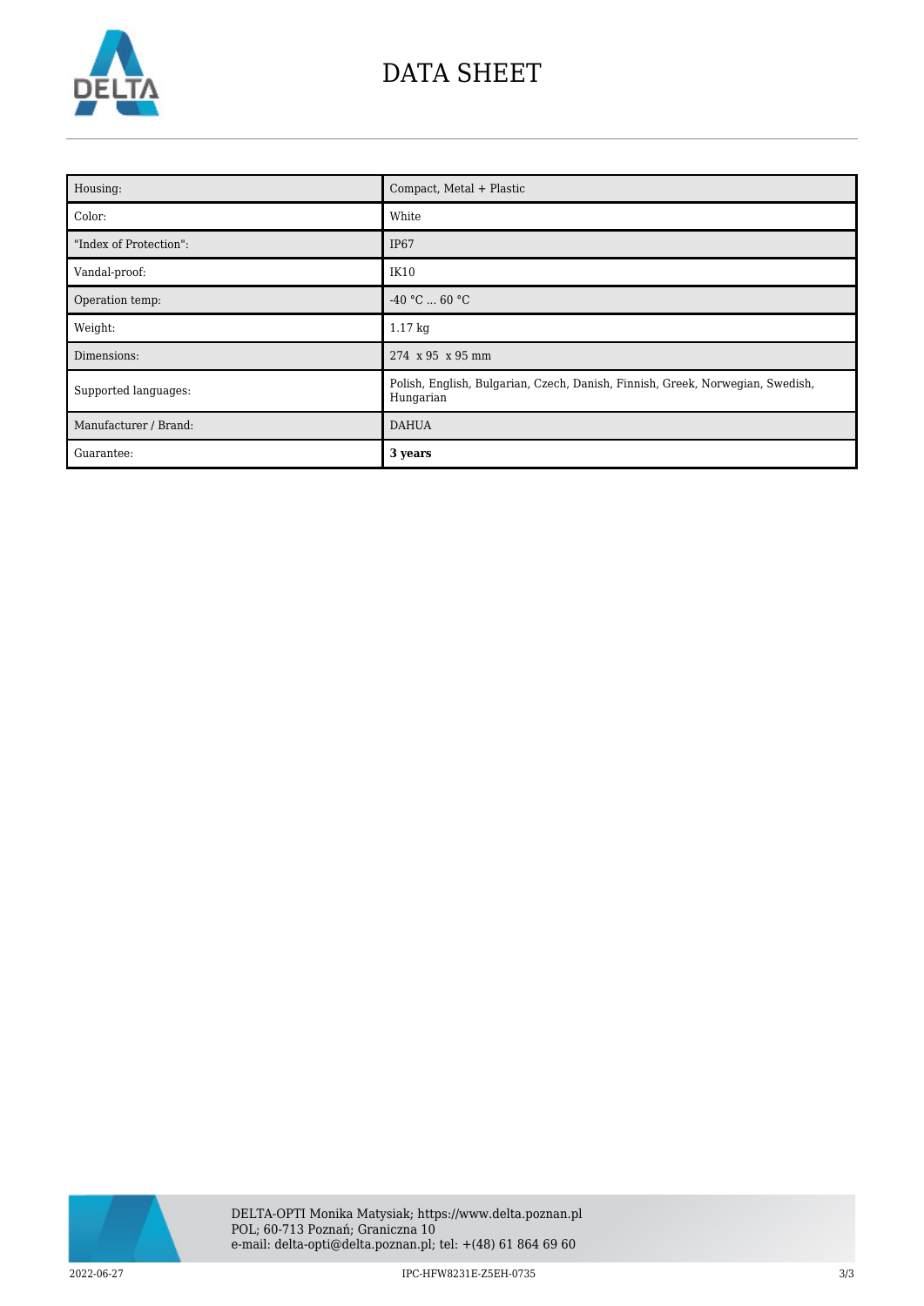# DATA SHEET

| | |
|---|---|
| Housing: | Compact, Metal + Plastic |
| Color: | White |
| "Index of Protection": | IP67 |
| Vandal-proof: | IK10 |
| Operation temp: | -40 °C ... 60 °C |
| Weight: | 1.17 kg |
| Dimensions: | 274 x 95 x 95 mm |
| Supported languages: | Polish, English, Bulgarian, Czech, Danish, Finnish, Greek, Norwegian, Swedish, Hungarian |
| Manufacturer / Brand: | DAHUA |
| Guarantee: | **3 years** |

DELTA-OPTI Monika Matysiak; https://www.delta.poznan.pl
POL; 60-713 Poznań; Graniczna 10
e-mail: delta-opti@delta.poznan.pl; tel: +(48) 61 864 69 60

2022-06-27 IPC-HFW8231E-Z5EH-0735